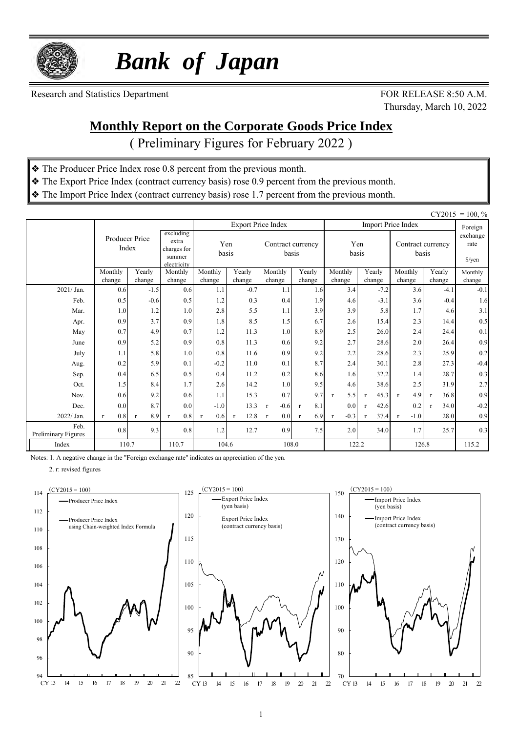# *Bank of Japan*

Research and Statistics Department

FOR RELEASE 8:50 A.M.
Thursday, March 10, 2022

## Monthly Report on the Corporate Goods Price Index

( Preliminary Figures for February 2022 )

- ❖ The Producer Price Index rose 0.8 percent from the previous month.
- ❖ The Export Price Index (contract currency basis) rose 0.9 percent from the previous month.
- ❖ The Import Price Index (contract currency basis) rose 1.7 percent from the previous month.

CY2015 = 100, %

| | Producer Price Index | | excluding extra charges for summer electricity | Export Price Index | | | | Import Price Index | | | | Foreign exchange rate $/yen |
|---|---|---|---|---|---|---|---|---|---|---|---|---|
| | | | | Yen basis | | Contract currency basis | | Yen basis | | Contract currency basis | | |
| | Monthly change | Yearly change | Monthly change | Monthly change | Yearly change | Monthly change | Yearly change | Monthly change | Yearly change | Monthly change | Yearly change | Monthly change |
| 2021/ Jan. | 0.6 | -1.5 | 0.6 | 1.1 | -0.7 | 1.1 | 1.6 | 3.4 | -7.2 | 3.6 | -4.1 | -0.1 |
| Feb. | 0.5 | -0.6 | 0.5 | 1.2 | 0.3 | 0.4 | 1.9 | 4.6 | -3.1 | 3.6 | -0.4 | 1.6 |
| Mar. | 1.0 | 1.2 | 1.0 | 2.8 | 5.5 | 1.1 | 3.9 | 3.9 | 5.8 | 1.7 | 4.6 | 3.1 |
| Apr. | 0.9 | 3.7 | 0.9 | 1.8 | 8.5 | 1.5 | 6.7 | 2.6 | 15.4 | 2.3 | 14.4 | 0.5 |
| May | 0.7 | 4.9 | 0.7 | 1.2 | 11.3 | 1.0 | 8.9 | 2.5 | 26.0 | 2.4 | 24.4 | 0.1 |
| June | 0.9 | 5.2 | 0.9 | 0.8 | 11.3 | 0.6 | 9.2 | 2.7 | 28.6 | 2.0 | 26.4 | 0.9 |
| July | 1.1 | 5.8 | 1.0 | 0.8 | 11.6 | 0.9 | 9.2 | 2.2 | 28.6 | 2.3 | 25.9 | 0.2 |
| Aug. | 0.2 | 5.9 | 0.1 | -0.2 | 11.0 | 0.1 | 8.7 | 2.4 | 30.1 | 2.8 | 27.3 | -0.4 |
| Sep. | 0.4 | 6.5 | 0.5 | 0.4 | 11.2 | 0.2 | 8.6 | 1.6 | 32.2 | 1.4 | 28.7 | 0.3 |
| Oct. | 1.5 | 8.4 | 1.7 | 2.6 | 14.2 | 1.0 | 9.5 | 4.6 | 38.6 | 2.5 | 31.9 | 2.7 |
| Nov. | 0.6 | 9.2 | 0.6 | 1.1 | 15.3 | 0.7 | 9.7 | r 5.5 | r 45.3 | r 4.9 | r 36.8 | 0.9 |
| Dec. | 0.0 | 8.7 | 0.0 | -1.0 | 13.3 | r -0.6 | r 8.1 | 0.0 | r 42.6 | 0.2 | r 34.0 | -0.2 |
| 2022/ Jan. | r 0.8 | r 8.9 | r 0.8 | r 0.6 | r 12.8 | r 0.0 | r 6.9 | r -0.3 | r 37.4 | r -1.0 | 28.0 | 0.9 |
| Feb. Preliminary Figures | 0.8 | 9.3 | 0.8 | 1.2 | 12.7 | 0.9 | 7.5 | 2.0 | 34.0 | 1.7 | 25.7 | 0.3 |
| Index | 110.7 | | 110.7 | 104.6 | | 108.0 | | 122.2 | | 126.8 | | 115.2 |

Notes: 1. A negative change in the "Foreign exchange rate" indicates an appreciation of the yen.

2. r: revised figures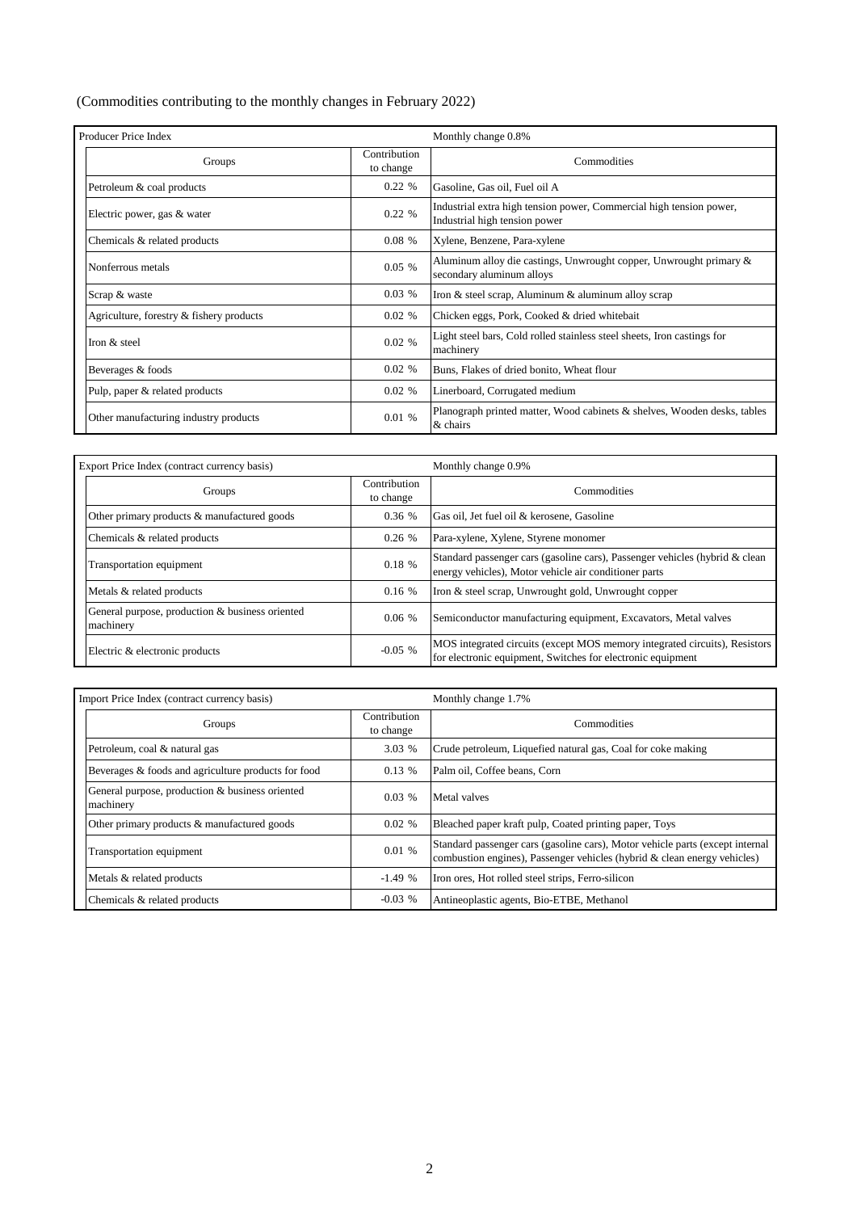(Commodities contributing to the monthly changes in February 2022)

| Producer Price Index | | Monthly change 0.8% |
|---|---|---|
| Groups | Contribution to change | Commodities |
| Petroleum & coal products | 0.22 % | Gasoline, Gas oil, Fuel oil A |
| Electric power, gas & water | 0.22 % | Industrial extra high tension power, Commercial high tension power, Industrial high tension power |
| Chemicals & related products | 0.08 % | Xylene, Benzene, Para-xylene |
| Nonferrous metals | 0.05 % | Aluminum alloy die castings, Unwrought copper, Unwrought primary & secondary aluminum alloys |
| Scrap & waste | 0.03 % | Iron & steel scrap, Aluminum & aluminum alloy scrap |
| Agriculture, forestry & fishery products | 0.02 % | Chicken eggs, Pork, Cooked & dried whitebait |
| Iron & steel | 0.02 % | Light steel bars, Cold rolled stainless steel sheets, Iron castings for machinery |
| Beverages & foods | 0.02 % | Buns, Flakes of dried bonito, Wheat flour |
| Pulp, paper & related products | 0.02 % | Linerboard, Corrugated medium |
| Other manufacturing industry products | 0.01 % | Planograph printed matter, Wood cabinets & shelves, Wooden desks, tables & chairs |

| Export Price Index (contract currency basis) | | Monthly change 0.9% |
|---|---|---|
| Groups | Contribution to change | Commodities |
| Other primary products & manufactured goods | 0.36 % | Gas oil, Jet fuel oil & kerosene, Gasoline |
| Chemicals & related products | 0.26 % | Para-xylene, Xylene, Styrene monomer |
| Transportation equipment | 0.18 % | Standard passenger cars (gasoline cars), Passenger vehicles (hybrid & clean energy vehicles), Motor vehicle air conditioner parts |
| Metals & related products | 0.16 % | Iron & steel scrap, Unwrought gold, Unwrought copper |
| General purpose, production & business oriented machinery | 0.06 % | Semiconductor manufacturing equipment, Excavators, Metal valves |
| Electric & electronic products | -0.05 % | MOS integrated circuits (except MOS memory integrated circuits), Resistors for electronic equipment, Switches for electronic equipment |

| Import Price Index (contract currency basis) | | Monthly change 1.7% |
|---|---|---|
| Groups | Contribution to change | Commodities |
| Petroleum, coal & natural gas | 3.03 % | Crude petroleum, Liquefied natural gas, Coal for coke making |
| Beverages & foods and agriculture products for food | 0.13 % | Palm oil, Coffee beans, Corn |
| General purpose, production & business oriented machinery | 0.03 % | Metal valves |
| Other primary products & manufactured goods | 0.02 % | Bleached paper kraft pulp, Coated printing paper, Toys |
| Transportation equipment | 0.01 % | Standard passenger cars (gasoline cars), Motor vehicle parts (except internal combustion engines), Passenger vehicles (hybrid & clean energy vehicles) |
| Metals & related products | -1.49 % | Iron ores, Hot rolled steel strips, Ferro-silicon |
| Chemicals & related products | -0.03 % | Antineoplastic agents, Bio-ETBE, Methanol |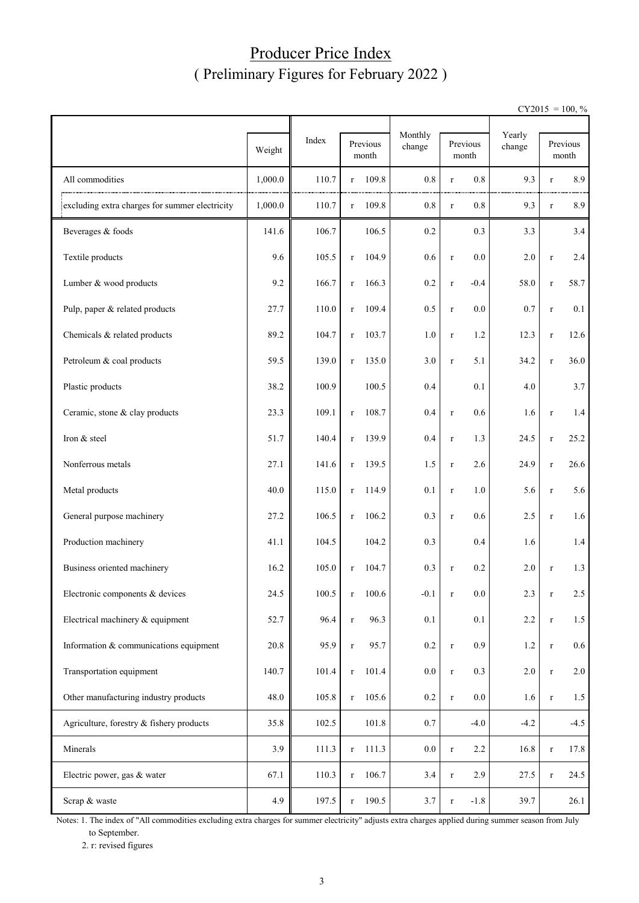# Producer Price Index
## ( Preliminary Figures for February 2022 )

CY2015 = 100, %

| | Weight | Index | Previous month | Monthly change | Previous month | Yearly change | Previous month |
|---|---|---|---|---|---|---|---|
| All commodities | 1,000.0 | 110.7 | r 109.8 | 0.8 | r 0.8 | 9.3 | r 8.9 |
| excluding extra charges for summer electricity | 1,000.0 | 110.7 | r 109.8 | 0.8 | r 0.8 | 9.3 | r 8.9 |
| Beverages & foods | 141.6 | 106.7 | 106.5 | 0.2 | 0.3 | 3.3 | 3.4 |
| Textile products | 9.6 | 105.5 | r 104.9 | 0.6 | r 0.0 | 2.0 | r 2.4 |
| Lumber & wood products | 9.2 | 166.7 | r 166.3 | 0.2 | r -0.4 | 58.0 | r 58.7 |
| Pulp, paper & related products | 27.7 | 110.0 | r 109.4 | 0.5 | r 0.0 | 0.7 | r 0.1 |
| Chemicals & related products | 89.2 | 104.7 | r 103.7 | 1.0 | r 1.2 | 12.3 | r 12.6 |
| Petroleum & coal products | 59.5 | 139.0 | r 135.0 | 3.0 | r 5.1 | 34.2 | r 36.0 |
| Plastic products | 38.2 | 100.9 | 100.5 | 0.4 | 0.1 | 4.0 | 3.7 |
| Ceramic, stone & clay products | 23.3 | 109.1 | r 108.7 | 0.4 | r 0.6 | 1.6 | r 1.4 |
| Iron & steel | 51.7 | 140.4 | r 139.9 | 0.4 | r 1.3 | 24.5 | r 25.2 |
| Nonferrous metals | 27.1 | 141.6 | r 139.5 | 1.5 | r 2.6 | 24.9 | r 26.6 |
| Metal products | 40.0 | 115.0 | r 114.9 | 0.1 | r 1.0 | 5.6 | r 5.6 |
| General purpose machinery | 27.2 | 106.5 | r 106.2 | 0.3 | r 0.6 | 2.5 | r 1.6 |
| Production machinery | 41.1 | 104.5 | 104.2 | 0.3 | 0.4 | 1.6 | 1.4 |
| Business oriented machinery | 16.2 | 105.0 | r 104.7 | 0.3 | r 0.2 | 2.0 | r 1.3 |
| Electronic components & devices | 24.5 | 100.5 | r 100.6 | -0.1 | r 0.0 | 2.3 | r 2.5 |
| Electrical machinery & equipment | 52.7 | 96.4 | r 96.3 | 0.1 | 0.1 | 2.2 | r 1.5 |
| Information & communications equipment | 20.8 | 95.9 | r 95.7 | 0.2 | r 0.9 | 1.2 | r 0.6 |
| Transportation equipment | 140.7 | 101.4 | r 101.4 | 0.0 | r 0.3 | 2.0 | r 2.0 |
| Other manufacturing industry products | 48.0 | 105.8 | r 105.6 | 0.2 | r 0.0 | 1.6 | r 1.5 |
| Agriculture, forestry & fishery products | 35.8 | 102.5 | 101.8 | 0.7 | -4.0 | -4.2 | -4.5 |
| Minerals | 3.9 | 111.3 | r 111.3 | 0.0 | r 2.2 | 16.8 | r 17.8 |
| Electric power, gas & water | 67.1 | 110.3 | r 106.7 | 3.4 | r 2.9 | 27.5 | r 24.5 |
| Scrap & waste | 4.9 | 197.5 | r 190.5 | 3.7 | r -1.8 | 39.7 | 26.1 |

Notes: 1. The index of "All commodities excluding extra charges for summer electricity" adjusts extra charges applied during summer season from July to September.

2. r: revised figures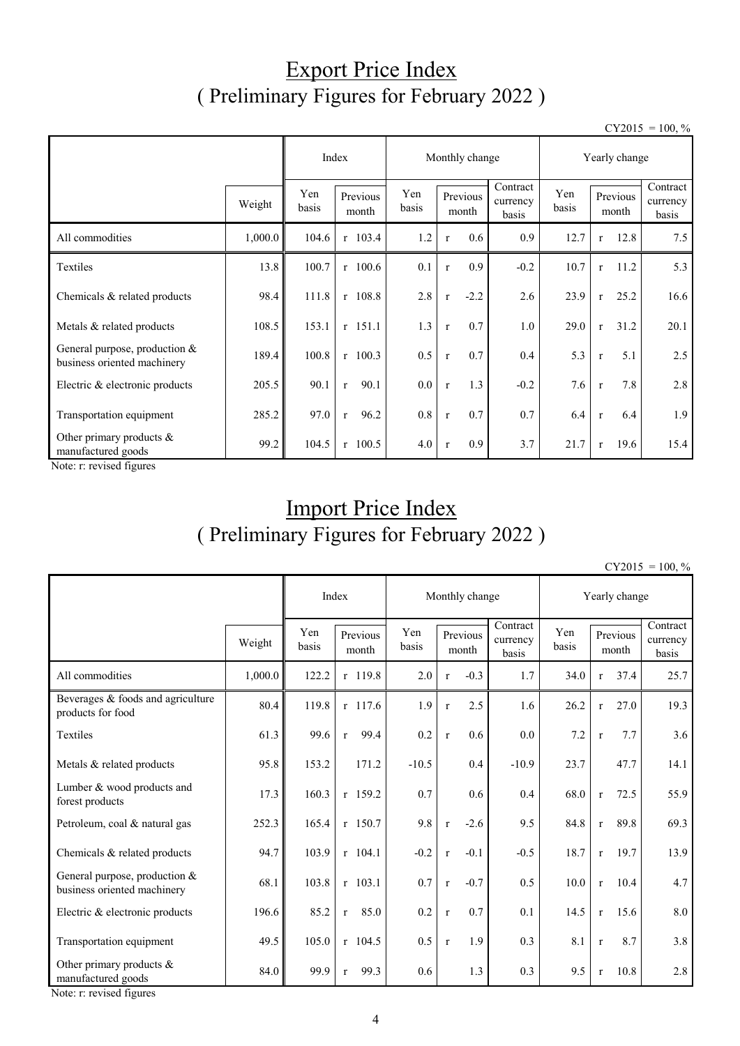# Export Price Index
## ( Preliminary Figures for February 2022 )

CY2015 = 100, %

| | | Index | | Monthly change | | | Yearly change | | |
|---|---|---|---|---|---|---|---|---|---|
| | Weight | Yen basis | Previous month | Yen basis | Previous month | Contract currency basis | Yen basis | Previous month | Contract currency basis |
| All commodities | 1,000.0 | 104.6 | r 103.4 | 1.2 | r 0.6 | 0.9 | 12.7 | r 12.8 | 7.5 |
| Textiles | 13.8 | 100.7 | r 100.6 | 0.1 | r 0.9 | -0.2 | 10.7 | r 11.2 | 5.3 |
| Chemicals & related products | 98.4 | 111.8 | r 108.8 | 2.8 | r -2.2 | 2.6 | 23.9 | r 25.2 | 16.6 |
| Metals & related products | 108.5 | 153.1 | r 151.1 | 1.3 | r 0.7 | 1.0 | 29.0 | r 31.2 | 20.1 |
| General purpose, production & business oriented machinery | 189.4 | 100.8 | r 100.3 | 0.5 | r 0.7 | 0.4 | 5.3 | r 5.1 | 2.5 |
| Electric & electronic products | 205.5 | 90.1 | r 90.1 | 0.0 | r 1.3 | -0.2 | 7.6 | r 7.8 | 2.8 |
| Transportation equipment | 285.2 | 97.0 | r 96.2 | 0.8 | r 0.7 | 0.7 | 6.4 | r 6.4 | 1.9 |
| Other primary products & manufactured goods | 99.2 | 104.5 | r 100.5 | 4.0 | r 0.9 | 3.7 | 21.7 | r 19.6 | 15.4 |

Note: r: revised figures

# Import Price Index
## ( Preliminary Figures for February 2022 )

CY2015 = 100, %

| | | Index | | Monthly change | | | Yearly change | | |
|---|---|---|---|---|---|---|---|---|---|
| | Weight | Yen basis | Previous month | Yen basis | Previous month | Contract currency basis | Yen basis | Previous month | Contract currency basis |
| All commodities | 1,000.0 | 122.2 | r 119.8 | 2.0 | r -0.3 | 1.7 | 34.0 | r 37.4 | 25.7 |
| Beverages & foods and agriculture products for food | 80.4 | 119.8 | r 117.6 | 1.9 | r 2.5 | 1.6 | 26.2 | r 27.0 | 19.3 |
| Textiles | 61.3 | 99.6 | r 99.4 | 0.2 | r 0.6 | 0.0 | 7.2 | r 7.7 | 3.6 |
| Metals & related products | 95.8 | 153.2 | 171.2 | -10.5 | 0.4 | -10.9 | 23.7 | 47.7 | 14.1 |
| Lumber & wood products and forest products | 17.3 | 160.3 | r 159.2 | 0.7 | 0.6 | 0.4 | 68.0 | r 72.5 | 55.9 |
| Petroleum, coal & natural gas | 252.3 | 165.4 | r 150.7 | 9.8 | r -2.6 | 9.5 | 84.8 | r 89.8 | 69.3 |
| Chemicals & related products | 94.7 | 103.9 | r 104.1 | -0.2 | r -0.1 | -0.5 | 18.7 | r 19.7 | 13.9 |
| General purpose, production & business oriented machinery | 68.1 | 103.8 | r 103.1 | 0.7 | r -0.7 | 0.5 | 10.0 | r 10.4 | 4.7 |
| Electric & electronic products | 196.6 | 85.2 | r 85.0 | 0.2 | r 0.7 | 0.1 | 14.5 | r 15.6 | 8.0 |
| Transportation equipment | 49.5 | 105.0 | r 104.5 | 0.5 | r 1.9 | 0.3 | 8.1 | r 8.7 | 3.8 |
| Other primary products & manufactured goods | 84.0 | 99.9 | r 99.3 | 0.6 | 1.3 | 0.3 | 9.5 | r 10.8 | 2.8 |

Note: r: revised figures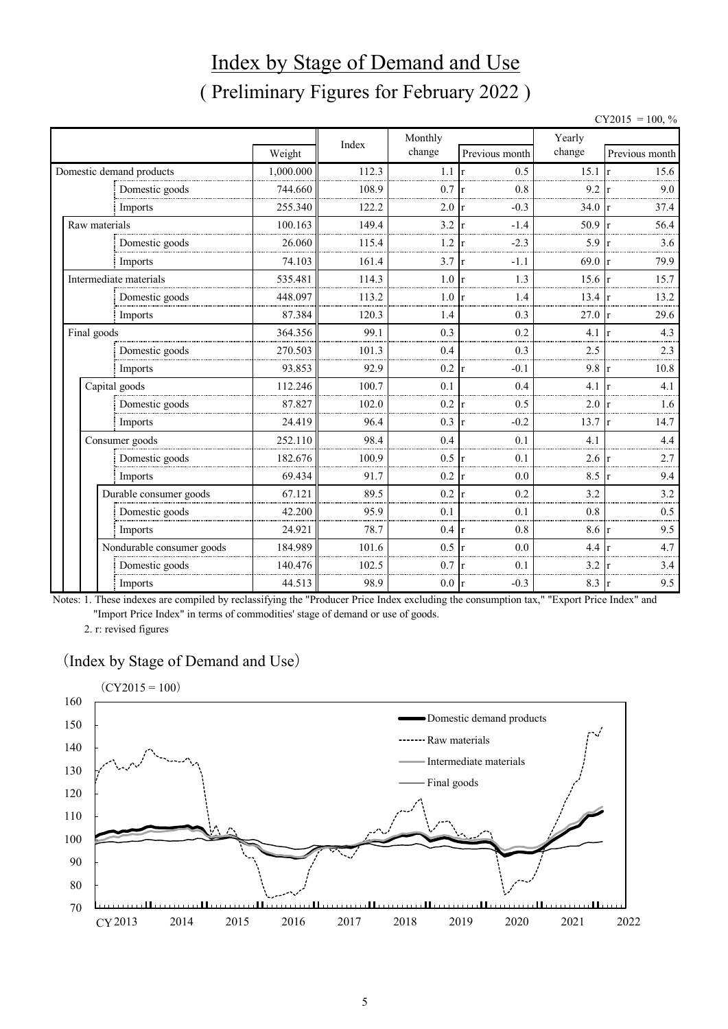# Index by Stage of Demand and Use

## ( Preliminary Figures for February 2022 )

CY2015 = 100, %

| | Weight | Index | Monthly change | Previous month | Yearly change | Previous month |
|---|---|---|---|---|---|---|
| Domestic demand products | 1,000.000 | 112.3 | 1.1 | r 0.5 | 15.1 | r 15.6 |
| Domestic goods | 744.660 | 108.9 | 0.7 | r 0.8 | 9.2 | r 9.0 |
| Imports | 255.340 | 122.2 | 2.0 | r -0.3 | 34.0 | r 37.4 |
| Raw materials | 100.163 | 149.4 | 3.2 | r -1.4 | 50.9 | r 56.4 |
| Domestic goods | 26.060 | 115.4 | 1.2 | r -2.3 | 5.9 | r 3.6 |
| Imports | 74.103 | 161.4 | 3.7 | r -1.1 | 69.0 | r 79.9 |
| Intermediate materials | 535.481 | 114.3 | 1.0 | r 1.3 | 15.6 | r 15.7 |
| Domestic goods | 448.097 | 113.2 | 1.0 | r 1.4 | 13.4 | r 13.2 |
| Imports | 87.384 | 120.3 | 1.4 | 0.3 | 27.0 | r 29.6 |
| Final goods | 364.356 | 99.1 | 0.3 | 0.2 | 4.1 | r 4.3 |
| Domestic goods | 270.503 | 101.3 | 0.4 | 0.3 | 2.5 | 2.3 |
| Imports | 93.853 | 92.9 | 0.2 | r -0.1 | 9.8 | r 10.8 |
| Capital goods | 112.246 | 100.7 | 0.1 | 0.4 | 4.1 | r 4.1 |
| Domestic goods | 87.827 | 102.0 | 0.2 | r 0.5 | 2.0 | r 1.6 |
| Imports | 24.419 | 96.4 | 0.3 | r -0.2 | 13.7 | r 14.7 |
| Consumer goods | 252.110 | 98.4 | 0.4 | 0.1 | 4.1 | 4.4 |
| Domestic goods | 182.676 | 100.9 | 0.5 | r 0.1 | 2.6 | r 2.7 |
| Imports | 69.434 | 91.7 | 0.2 | r 0.0 | 8.5 | r 9.4 |
| Durable consumer goods | 67.121 | 89.5 | 0.2 | r 0.2 | 3.2 | 3.2 |
| Domestic goods | 42.200 | 95.9 | 0.1 | 0.1 | 0.8 | 0.5 |
| Imports | 24.921 | 78.7 | 0.4 | r 0.8 | 8.6 | r 9.5 |
| Nondurable consumer goods | 184.989 | 101.6 | 0.5 | r 0.0 | 4.4 | r 4.7 |
| Domestic goods | 140.476 | 102.5 | 0.7 | r 0.1 | 3.2 | r 3.4 |
| Imports | 44.513 | 98.9 | 0.0 | r -0.3 | 8.3 | r 9.5 |

Notes: 1. These indexes are compiled by reclassifying the "Producer Price Index excluding the consumption tax," "Export Price Index" and "Import Price Index" in terms of commodities' stage of demand or use of goods.

2. r: revised figures

(Index by Stage of Demand and Use)

(CY2015 = 100)

Legend: Domestic demand products; Raw materials; Intermediate materials; Final goods

CY 2013, 2014, 2015, 2016, 2017, 2018, 2019, 2020, 2021, 2022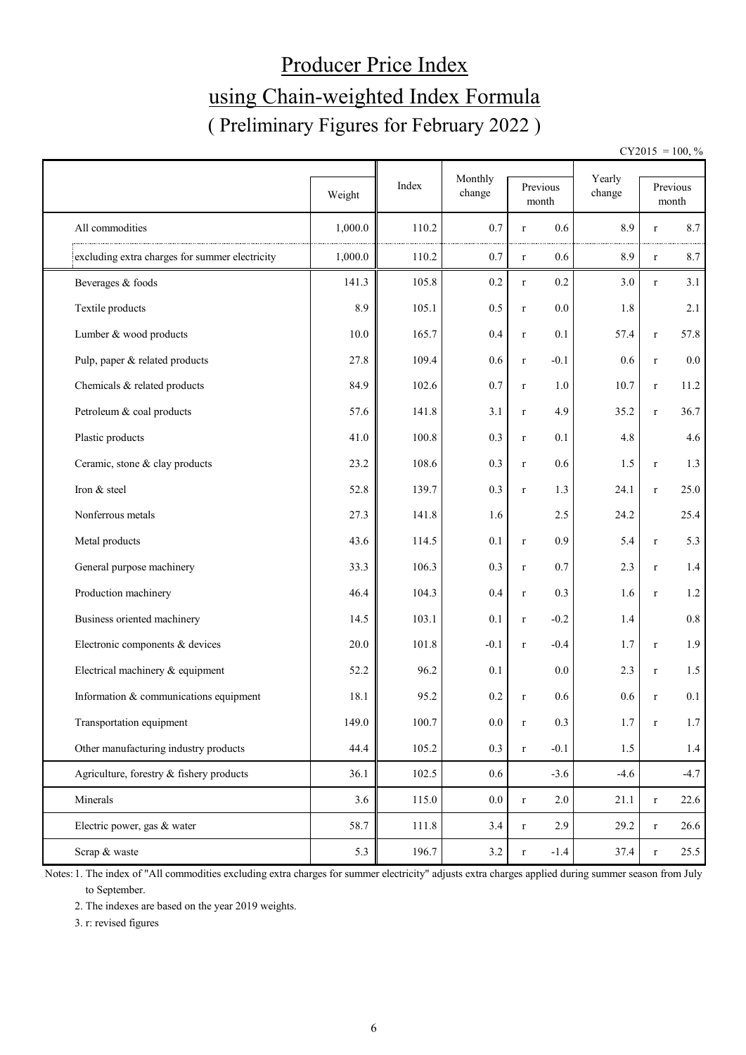# Producer Price Index

# using Chain-weighted Index Formula

## ( Preliminary Figures for February 2022 )

CY2015 = 100, %

| | Weight | Index | Monthly change | Previous month | | Yearly change | Previous month | |
|---|---|---|---|---|---|---|---|---|
| All commodities | 1,000.0 | 110.2 | 0.7 | r | 0.6 | 8.9 | r | 8.7 |
| excluding extra charges for summer electricity | 1,000.0 | 110.2 | 0.7 | r | 0.6 | 8.9 | r | 8.7 |
| Beverages & foods | 141.3 | 105.8 | 0.2 | r | 0.2 | 3.0 | r | 3.1 |
| Textile products | 8.9 | 105.1 | 0.5 | r | 0.0 | 1.8 | | 2.1 |
| Lumber & wood products | 10.0 | 165.7 | 0.4 | r | 0.1 | 57.4 | r | 57.8 |
| Pulp, paper & related products | 27.8 | 109.4 | 0.6 | r | -0.1 | 0.6 | r | 0.0 |
| Chemicals & related products | 84.9 | 102.6 | 0.7 | r | 1.0 | 10.7 | r | 11.2 |
| Petroleum & coal products | 57.6 | 141.8 | 3.1 | r | 4.9 | 35.2 | r | 36.7 |
| Plastic products | 41.0 | 100.8 | 0.3 | r | 0.1 | 4.8 | | 4.6 |
| Ceramic, stone & clay products | 23.2 | 108.6 | 0.3 | r | 0.6 | 1.5 | r | 1.3 |
| Iron & steel | 52.8 | 139.7 | 0.3 | r | 1.3 | 24.1 | r | 25.0 |
| Nonferrous metals | 27.3 | 141.8 | 1.6 | | 2.5 | 24.2 | | 25.4 |
| Metal products | 43.6 | 114.5 | 0.1 | r | 0.9 | 5.4 | r | 5.3 |
| General purpose machinery | 33.3 | 106.3 | 0.3 | r | 0.7 | 2.3 | r | 1.4 |
| Production machinery | 46.4 | 104.3 | 0.4 | r | 0.3 | 1.6 | r | 1.2 |
| Business oriented machinery | 14.5 | 103.1 | 0.1 | r | -0.2 | 1.4 | | 0.8 |
| Electronic components & devices | 20.0 | 101.8 | -0.1 | r | -0.4 | 1.7 | r | 1.9 |
| Electrical machinery & equipment | 52.2 | 96.2 | 0.1 | | 0.0 | 2.3 | r | 1.5 |
| Information & communications equipment | 18.1 | 95.2 | 0.2 | r | 0.6 | 0.6 | r | 0.1 |
| Transportation equipment | 149.0 | 100.7 | 0.0 | r | 0.3 | 1.7 | r | 1.7 |
| Other manufacturing industry products | 44.4 | 105.2 | 0.3 | r | -0.1 | 1.5 | | 1.4 |
| Agriculture, forestry & fishery products | 36.1 | 102.5 | 0.6 | | -3.6 | -4.6 | | -4.7 |
| Minerals | 3.6 | 115.0 | 0.0 | r | 2.0 | 21.1 | r | 22.6 |
| Electric power, gas & water | 58.7 | 111.8 | 3.4 | r | 2.9 | 29.2 | r | 26.6 |
| Scrap & waste | 5.3 | 196.7 | 3.2 | r | -1.4 | 37.4 | r | 25.5 |

Notes: 1. The index of "All commodities excluding extra charges for summer electricity" adjusts extra charges applied during summer season from July to September.

2. The indexes are based on the year 2019 weights.

3. r: revised figures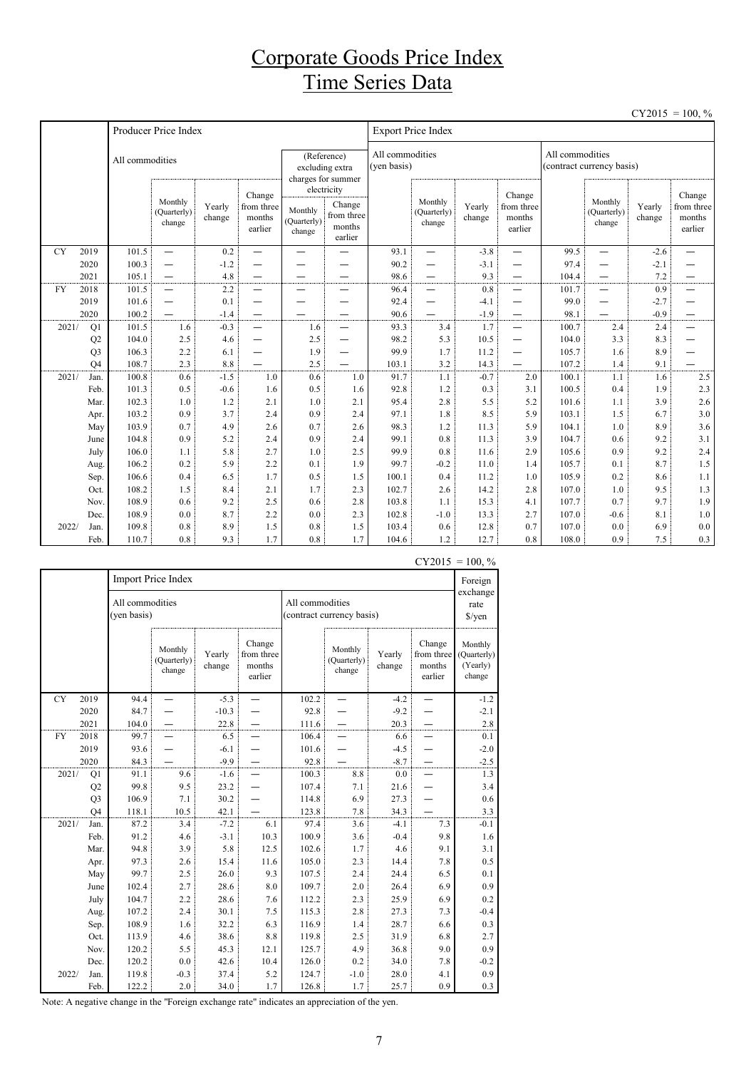# Corporate Goods Price Index
# Time Series Data

CY2015 = 100, %

| | | Producer Price Index | | | | | | Export Price Index | | | | | | | |
|---|---|---|---|---|---|---|---|---|---|---|---|---|---|---|---|
| | | All commodities | | | | (Reference) excluding extra charges for summer electricity | | All commodities (yen basis) | | | | All commodities (contract currency basis) | | | |
| | | | Monthly (Quarterly) change | Yearly change | Change from three months earlier | Monthly (Quarterly) change | Change from three months earlier | | Monthly (Quarterly) change | Yearly change | Change from three months earlier | | Monthly (Quarterly) change | Yearly change | Change from three months earlier |
| CY | 2019 | 101.5 | — | 0.2 | — | — | — | 93.1 | — | -3.8 | — | 99.5 | — | -2.6 | — |
| | 2020 | 100.3 | — | -1.2 | — | — | — | 90.2 | — | -3.1 | — | 97.4 | — | -2.1 | — |
| | 2021 | 105.1 | — | 4.8 | — | — | — | 98.6 | — | 9.3 | — | 104.4 | — | 7.2 | — |
| FY | 2018 | 101.5 | — | 2.2 | — | — | — | 96.4 | — | 0.8 | — | 101.7 | — | 0.9 | — |
| | 2019 | 101.6 | — | 0.1 | — | — | — | 92.4 | — | -4.1 | — | 99.0 | — | -2.7 | — |
| | 2020 | 100.2 | — | -1.4 | — | — | — | 90.6 | — | -1.9 | — | 98.1 | — | -0.9 | — |
| 2021/ | Q1 | 101.5 | 1.6 | -0.3 | — | 1.6 | — | 93.3 | 3.4 | 1.7 | — | 100.7 | 2.4 | 2.4 | — |
| | Q2 | 104.0 | 2.5 | 4.6 | — | 2.5 | — | 98.2 | 5.3 | 10.5 | — | 104.0 | 3.3 | 8.3 | — |
| | Q3 | 106.3 | 2.2 | 6.1 | — | 1.9 | — | 99.9 | 1.7 | 11.2 | — | 105.7 | 1.6 | 8.9 | — |
| | Q4 | 108.7 | 2.3 | 8.8 | — | 2.5 | — | 103.1 | 3.2 | 14.3 | — | 107.2 | 1.4 | 9.1 | — |
| 2021/ | Jan. | 100.8 | 0.6 | -1.5 | 1.0 | 0.6 | 1.0 | 91.7 | 1.1 | -0.7 | 2.0 | 100.1 | 1.1 | 1.6 | 2.5 |
| | Feb. | 101.3 | 0.5 | -0.6 | 1.6 | 0.5 | 1.6 | 92.8 | 1.2 | 0.3 | 3.1 | 100.5 | 0.4 | 1.9 | 2.3 |
| | Mar. | 102.3 | 1.0 | 1.2 | 2.1 | 1.0 | 2.1 | 95.4 | 2.8 | 5.5 | 5.2 | 101.6 | 1.1 | 3.9 | 2.6 |
| | Apr. | 103.2 | 0.9 | 3.7 | 2.4 | 0.9 | 2.4 | 97.1 | 1.8 | 8.5 | 5.9 | 103.1 | 1.5 | 6.7 | 3.0 |
| | May | 103.9 | 0.7 | 4.9 | 2.6 | 0.7 | 2.6 | 98.3 | 1.2 | 11.3 | 5.9 | 104.1 | 1.0 | 8.9 | 3.6 |
| | June | 104.8 | 0.9 | 5.2 | 2.4 | 0.9 | 2.4 | 99.1 | 0.8 | 11.3 | 3.9 | 104.7 | 0.6 | 9.2 | 3.1 |
| | July | 106.0 | 1.1 | 5.8 | 2.7 | 1.0 | 2.5 | 99.9 | 0.8 | 11.6 | 2.9 | 105.6 | 0.9 | 9.2 | 2.4 |
| | Aug. | 106.2 | 0.2 | 5.9 | 2.2 | 0.1 | 1.9 | 99.7 | -0.2 | 11.0 | 1.4 | 105.7 | 0.1 | 8.7 | 1.5 |
| | Sep. | 106.6 | 0.4 | 6.5 | 1.7 | 0.5 | 1.5 | 100.1 | 0.4 | 11.2 | 1.0 | 105.9 | 0.2 | 8.6 | 1.1 |
| | Oct. | 108.2 | 1.5 | 8.4 | 2.1 | 1.7 | 2.3 | 102.7 | 2.6 | 14.2 | 2.8 | 107.0 | 1.0 | 9.5 | 1.3 |
| | Nov. | 108.9 | 0.6 | 9.2 | 2.5 | 0.6 | 2.8 | 103.8 | 1.1 | 15.3 | 4.1 | 107.7 | 0.7 | 9.7 | 1.9 |
| | Dec. | 108.9 | 0.0 | 8.7 | 2.2 | 0.0 | 2.3 | 102.8 | -1.0 | 13.3 | 2.7 | 107.0 | -0.6 | 8.1 | 1.0 |
| 2022/ | Jan. | 109.8 | 0.8 | 8.9 | 1.5 | 0.8 | 1.5 | 103.4 | 0.6 | 12.8 | 0.7 | 107.0 | 0.0 | 6.9 | 0.0 |
| | Feb. | 110.7 | 0.8 | 9.3 | 1.7 | 0.8 | 1.7 | 104.6 | 1.2 | 12.7 | 0.8 | 108.0 | 0.9 | 7.5 | 0.3 |

CY2015 = 100, %

| | | Import Price Index | | | | | | | | Foreign exchange rate $/yen |
|---|---|---|---|---|---|---|---|---|---|---|
| | | All commodities (yen basis) | | | | All commodities (contract currency basis) | | | | |
| | | | Monthly (Quarterly) change | Yearly change | Change from three months earlier | | Monthly (Quarterly) change | Yearly change | Change from three months earlier | Monthly (Quarterly) (Yearly) change |
| CY | 2019 | 94.4 | — | -5.3 | — | 102.2 | — | -4.2 | — | -1.2 |
| | 2020 | 84.7 | — | -10.3 | — | 92.8 | — | -9.2 | — | -2.1 |
| | 2021 | 104.0 | — | 22.8 | — | 111.6 | — | 20.3 | — | 2.8 |
| FY | 2018 | 99.7 | — | 6.5 | — | 106.4 | — | 6.6 | — | 0.1 |
| | 2019 | 93.6 | — | -6.1 | — | 101.6 | — | -4.5 | — | -2.0 |
| | 2020 | 84.3 | — | -9.9 | — | 92.8 | — | -8.7 | — | -2.5 |
| 2021/ | Q1 | 91.1 | 9.6 | -1.6 | — | 100.3 | 8.8 | 0.0 | — | 1.3 |
| | Q2 | 99.8 | 9.5 | 23.2 | — | 107.4 | 7.1 | 21.6 | — | 3.4 |
| | Q3 | 106.9 | 7.1 | 30.2 | — | 114.8 | 6.9 | 27.3 | — | 0.6 |
| | Q4 | 118.1 | 10.5 | 42.1 | — | 123.8 | 7.8 | 34.3 | — | 3.3 |
| 2021/ | Jan. | 87.2 | 3.4 | -7.2 | 6.1 | 97.4 | 3.6 | -4.1 | 7.3 | -0.1 |
| | Feb. | 91.2 | 4.6 | -3.1 | 10.3 | 100.9 | 3.6 | -0.4 | 9.8 | 1.6 |
| | Mar. | 94.8 | 3.9 | 5.8 | 12.5 | 102.6 | 1.7 | 4.6 | 9.1 | 3.1 |
| | Apr. | 97.3 | 2.6 | 15.4 | 11.6 | 105.0 | 2.3 | 14.4 | 7.8 | 0.5 |
| | May | 99.7 | 2.5 | 26.0 | 9.3 | 107.5 | 2.4 | 24.4 | 6.5 | 0.1 |
| | June | 102.4 | 2.7 | 28.6 | 8.0 | 109.7 | 2.0 | 26.4 | 6.9 | 0.9 |
| | July | 104.7 | 2.2 | 28.6 | 7.6 | 112.2 | 2.3 | 25.9 | 6.9 | 0.2 |
| | Aug. | 107.2 | 2.4 | 30.1 | 7.5 | 115.3 | 2.8 | 27.3 | 7.3 | -0.4 |
| | Sep. | 108.9 | 1.6 | 32.2 | 6.3 | 116.9 | 1.4 | 28.7 | 6.6 | 0.3 |
| | Oct. | 113.9 | 4.6 | 38.6 | 8.8 | 119.8 | 2.5 | 31.9 | 6.8 | 2.7 |
| | Nov. | 120.2 | 5.5 | 45.3 | 12.1 | 125.7 | 4.9 | 36.8 | 9.0 | 0.9 |
| | Dec. | 120.2 | 0.0 | 42.6 | 10.4 | 126.0 | 0.2 | 34.0 | 7.8 | -0.2 |
| 2022/ | Jan. | 119.8 | -0.3 | 37.4 | 5.2 | 124.7 | -1.0 | 28.0 | 4.1 | 0.9 |
| | Feb. | 122.2 | 2.0 | 34.0 | 1.7 | 126.8 | 1.7 | 25.7 | 0.9 | 0.3 |

Note: A negative change in the "Foreign exchange rate" indicates an appreciation of the yen.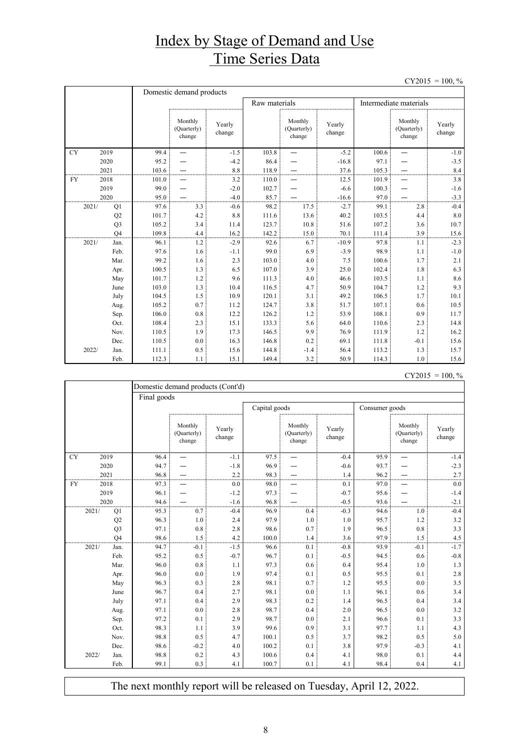# Index by Stage of Demand and Use
# Time Series Data

CY2015 = 100, %

| | | Domestic demand products | | | | | | | | |
|---|---|---|---|---|---|---|---|---|---|---|
| | | | | | Raw materials | | | Intermediate materials | | |
| | | | Monthly (Quarterly) change | Yearly change | | Monthly (Quarterly) change | Yearly change | | Monthly (Quarterly) change | Yearly change |
| CY | 2019 | 99.4 | — | -1.5 | 103.8 | — | -5.2 | 100.6 | — | -1.0 |
| | 2020 | 95.2 | — | -4.2 | 86.4 | — | -16.8 | 97.1 | — | -3.5 |
| | 2021 | 103.6 | — | 8.8 | 118.9 | — | 37.6 | 105.3 | — | 8.4 |
| FY | 2018 | 101.0 | — | 3.2 | 110.0 | — | 12.5 | 101.9 | — | 3.8 |
| | 2019 | 99.0 | — | -2.0 | 102.7 | — | -6.6 | 100.3 | — | -1.6 |
| | 2020 | 95.0 | — | -4.0 | 85.7 | — | -16.6 | 97.0 | — | -3.3 |
| 2021/ | Q1 | 97.6 | 3.3 | -0.6 | 98.2 | 17.5 | -2.7 | 99.1 | 2.8 | -0.4 |
| | Q2 | 101.7 | 4.2 | 8.8 | 111.6 | 13.6 | 40.2 | 103.5 | 4.4 | 8.0 |
| | Q3 | 105.2 | 3.4 | 11.4 | 123.7 | 10.8 | 51.6 | 107.2 | 3.6 | 10.7 |
| | Q4 | 109.8 | 4.4 | 16.2 | 142.2 | 15.0 | 70.1 | 111.4 | 3.9 | 15.6 |
| 2021/ | Jan. | 96.1 | 1.2 | -2.9 | 92.6 | 6.7 | -10.9 | 97.8 | 1.1 | -2.3 |
| | Feb. | 97.6 | 1.6 | -1.1 | 99.0 | 6.9 | -3.9 | 98.9 | 1.1 | -1.0 |
| | Mar. | 99.2 | 1.6 | 2.3 | 103.0 | 4.0 | 7.5 | 100.6 | 1.7 | 2.1 |
| | Apr. | 100.5 | 1.3 | 6.5 | 107.0 | 3.9 | 25.0 | 102.4 | 1.8 | 6.3 |
| | May | 101.7 | 1.2 | 9.6 | 111.3 | 4.0 | 46.6 | 103.5 | 1.1 | 8.6 |
| | June | 103.0 | 1.3 | 10.4 | 116.5 | 4.7 | 50.9 | 104.7 | 1.2 | 9.3 |
| | July | 104.5 | 1.5 | 10.9 | 120.1 | 3.1 | 49.2 | 106.5 | 1.7 | 10.1 |
| | Aug. | 105.2 | 0.7 | 11.2 | 124.7 | 3.8 | 51.7 | 107.1 | 0.6 | 10.5 |
| | Sep. | 106.0 | 0.8 | 12.2 | 126.2 | 1.2 | 53.9 | 108.1 | 0.9 | 11.7 |
| | Oct. | 108.4 | 2.3 | 15.1 | 133.3 | 5.6 | 64.0 | 110.6 | 2.3 | 14.8 |
| | Nov. | 110.5 | 1.9 | 17.3 | 146.5 | 9.9 | 76.9 | 111.9 | 1.2 | 16.2 |
| | Dec. | 110.5 | 0.0 | 16.3 | 146.8 | 0.2 | 69.1 | 111.8 | -0.1 | 15.6 |
| 2022/ | Jan. | 111.1 | 0.5 | 15.6 | 144.8 | -1.4 | 56.4 | 113.2 | 1.3 | 15.7 |
| | Feb. | 112.3 | 1.1 | 15.1 | 149.4 | 3.2 | 50.9 | 114.3 | 1.0 | 15.6 |

CY2015 = 100, %

| | | Domestic demand products (Cont'd) | | | | | | | | |
|---|---|---|---|---|---|---|---|---|---|---|
| | | Final goods | | | | | | | | |
| | | | | | Capital goods | | | Consumer goods | | |
| | | | Monthly (Quarterly) change | Yearly change | | Monthly (Quarterly) change | Yearly change | | Monthly (Quarterly) change | Yearly change |
| CY | 2019 | 96.4 | — | -1.1 | 97.5 | — | -0.4 | 95.9 | — | -1.4 |
| | 2020 | 94.7 | — | -1.8 | 96.9 | — | -0.6 | 93.7 | — | -2.3 |
| | 2021 | 96.8 | — | 2.2 | 98.3 | — | 1.4 | 96.2 | — | 2.7 |
| FY | 2018 | 97.3 | — | 0.0 | 98.0 | — | 0.1 | 97.0 | — | 0.0 |
| | 2019 | 96.1 | — | -1.2 | 97.3 | — | -0.7 | 95.6 | — | -1.4 |
| | 2020 | 94.6 | — | -1.6 | 96.8 | — | -0.5 | 93.6 | — | -2.1 |
| 2021/ | Q1 | 95.3 | 0.7 | -0.4 | 96.9 | 0.4 | -0.3 | 94.6 | 1.0 | -0.4 |
| | Q2 | 96.3 | 1.0 | 2.4 | 97.9 | 1.0 | 1.0 | 95.7 | 1.2 | 3.2 |
| | Q3 | 97.1 | 0.8 | 2.8 | 98.6 | 0.7 | 1.9 | 96.5 | 0.8 | 3.3 |
| | Q4 | 98.6 | 1.5 | 4.2 | 100.0 | 1.4 | 3.6 | 97.9 | 1.5 | 4.5 |
| 2021/ | Jan. | 94.7 | -0.1 | -1.5 | 96.6 | 0.1 | -0.8 | 93.9 | -0.1 | -1.7 |
| | Feb. | 95.2 | 0.5 | -0.7 | 96.7 | 0.1 | -0.5 | 94.5 | 0.6 | -0.8 |
| | Mar. | 96.0 | 0.8 | 1.1 | 97.3 | 0.6 | 0.4 | 95.4 | 1.0 | 1.3 |
| | Apr. | 96.0 | 0.0 | 1.9 | 97.4 | 0.1 | 0.5 | 95.5 | 0.1 | 2.8 |
| | May | 96.3 | 0.3 | 2.8 | 98.1 | 0.7 | 1.2 | 95.5 | 0.0 | 3.5 |
| | June | 96.7 | 0.4 | 2.7 | 98.1 | 0.0 | 1.1 | 96.1 | 0.6 | 3.4 |
| | July | 97.1 | 0.4 | 2.9 | 98.3 | 0.2 | 1.4 | 96.5 | 0.4 | 3.4 |
| | Aug. | 97.1 | 0.0 | 2.8 | 98.7 | 0.4 | 2.0 | 96.5 | 0.0 | 3.2 |
| | Sep. | 97.2 | 0.1 | 2.9 | 98.7 | 0.0 | 2.1 | 96.6 | 0.1 | 3.3 |
| | Oct. | 98.3 | 1.1 | 3.9 | 99.6 | 0.9 | 3.1 | 97.7 | 1.1 | 4.3 |
| | Nov. | 98.8 | 0.5 | 4.7 | 100.1 | 0.5 | 3.7 | 98.2 | 0.5 | 5.0 |
| | Dec. | 98.6 | -0.2 | 4.0 | 100.2 | 0.1 | 3.8 | 97.9 | -0.3 | 4.1 |
| 2022/ | Jan. | 98.8 | 0.2 | 4.3 | 100.6 | 0.4 | 4.1 | 98.0 | 0.1 | 4.4 |
| | Feb. | 99.1 | 0.3 | 4.1 | 100.7 | 0.1 | 4.1 | 98.4 | 0.4 | 4.1 |

The next monthly report will be released on Tuesday, April 12, 2022.